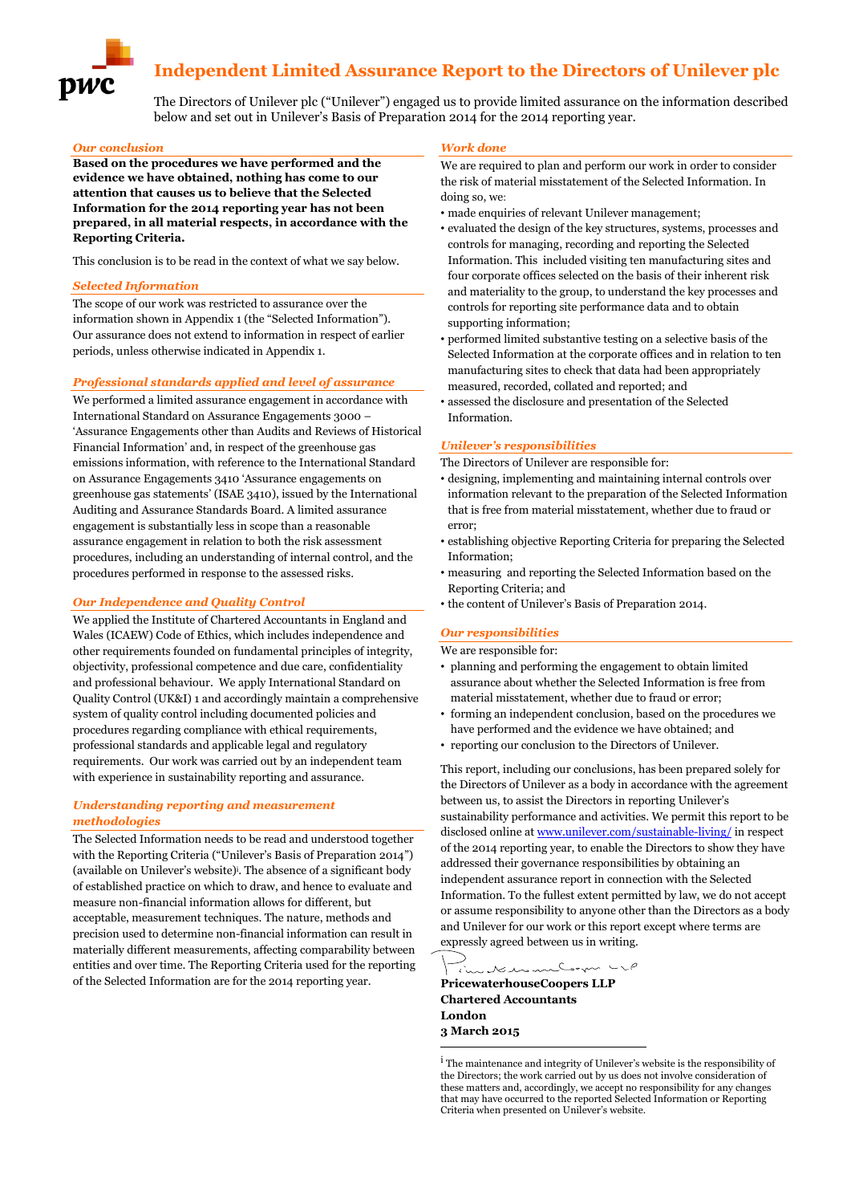# Independent Limited Assurance Report to the Directors of Unilever plc

The Directors of Unilever plc ("Unilever") engaged us to provide limited assurance on the information described below and set out in Unilever's Basis of Preparation 2014 for the 2014 reporting year.

## *Our conclusion*

**Based on the procedures we have performed and the evidence we have obtained, nothing has come to our attention that causes us to believe that the Selected Information for the 2014 reporting year has not been prepared, in all material respects, in accordance with the Reporting Criteria.**

This conclusion is to be read in the context of what we say below.

## *Selected Information*

The scope of our work was restricted to assurance over the information shown in Appendix 1 (the "Selected Information"). Our assurance does not extend to information in respect of earlier periods, unless otherwise indicated in Appendix 1.

## *Professional standards applied and level of assurance*

We performed a limited assurance engagement in accordance with International Standard on Assurance Engagements 3000 – 'Assurance Engagements other than Audits and Reviews of Historical Financial Information' and, in respect of the greenhouse gas emissions information, with reference to the International Standard on Assurance Engagements 3410 'Assurance engagements on greenhouse gas statements' (ISAE 3410), issued by the International Auditing and Assurance Standards Board. A limited assurance engagement is substantially less in scope than a reasonable assurance engagement in relation to both the risk assessment procedures, including an understanding of internal control, and the procedures performed in response to the assessed risks.

## *Our Independence and Quality Control*

We applied the Institute of Chartered Accountants in England and Wales (ICAEW) Code of Ethics, which includes independence and other requirements founded on fundamental principles of integrity, objectivity, professional competence and due care, confidentiality and professional behaviour. We apply International Standard on Quality Control (UK&I) 1 and accordingly maintain a comprehensive system of quality control including documented policies and procedures regarding compliance with ethical requirements, professional standards and applicable legal and regulatory requirements. Our work was carried out by an independent team with experience in sustainability reporting and assurance.

## *Understanding reporting and measurement methodologies*

The Selected Information needs to be read and understood together with the Reporting Criteria ("Unilever's Basis of Preparation 2014") (available on Unilever's website)[i]. The absence of a significant body of established practice on which to draw, and hence to evaluate and measure non-financial information allows for different, but acceptable, measurement techniques. The nature, methods and precision used to determine non-financial information can result in materially different measurements, affecting comparability between entities and over time. The Reporting Criteria used for the reporting of the Selected Information are for the 2014 reporting year.

## *Work done*

We are required to plan and perform our work in order to consider the risk of material misstatement of the Selected Information. In doing so, we:

- made enquiries of relevant Unilever management;
- evaluated the design of the key structures, systems, processes and controls for managing, recording and reporting the Selected Information. This included visiting ten manufacturing sites and four corporate offices selected on the basis of their inherent risk and materiality to the group, to understand the key processes and controls for reporting site performance data and to obtain supporting information;
- performed limited substantive testing on a selective basis of the Selected Information at the corporate offices and in relation to ten manufacturing sites to check that data had been appropriately measured, recorded, collated and reported; and
- assessed the disclosure and presentation of the Selected Information.

## *Unilever's responsibilities*

The Directors of Unilever are responsible for:

- designing, implementing and maintaining internal controls over information relevant to the preparation of the Selected Information that is free from material misstatement, whether due to fraud or error;
- establishing objective Reporting Criteria for preparing the Selected Information;
- measuring and reporting the Selected Information based on the Reporting Criteria; and
- the content of Unilever's Basis of Preparation 2014.

## *Our responsibilities*

We are responsible for:

- planning and performing the engagement to obtain limited assurance about whether the Selected Information is free from material misstatement, whether due to fraud or error;
- forming an independent conclusion, based on the procedures we have performed and the evidence we have obtained; and
- reporting our conclusion to the Directors of Unilever.

This report, including our conclusions, has been prepared solely for the Directors of Unilever as a body in accordance with the agreement between us, to assist the Directors in reporting Unilever's sustainability performance and activities. We permit this report to be disclosed online at www.unilever.com/sustainable-living/ in respect of the 2014 reporting year, to enable the Directors to show they have addressed their governance responsibilities by obtaining an independent assurance report in connection with the Selected Information. To the fullest extent permitted by law, we do not accept or assume responsibility to anyone other than the Directors as a body and Unilever for our work or this report except where terms are expressly agreed between us in writing.

**PricewaterhouseCoopers LLP**
**Chartered Accountants**
**London**
**3 March 2015**

---

[i] The maintenance and integrity of Unilever's website is the responsibility of the Directors; the work carried out by us does not involve consideration of these matters and, accordingly, we accept no responsibility for any changes that may have occurred to the reported Selected Information or Reporting Criteria when presented on Unilever's website.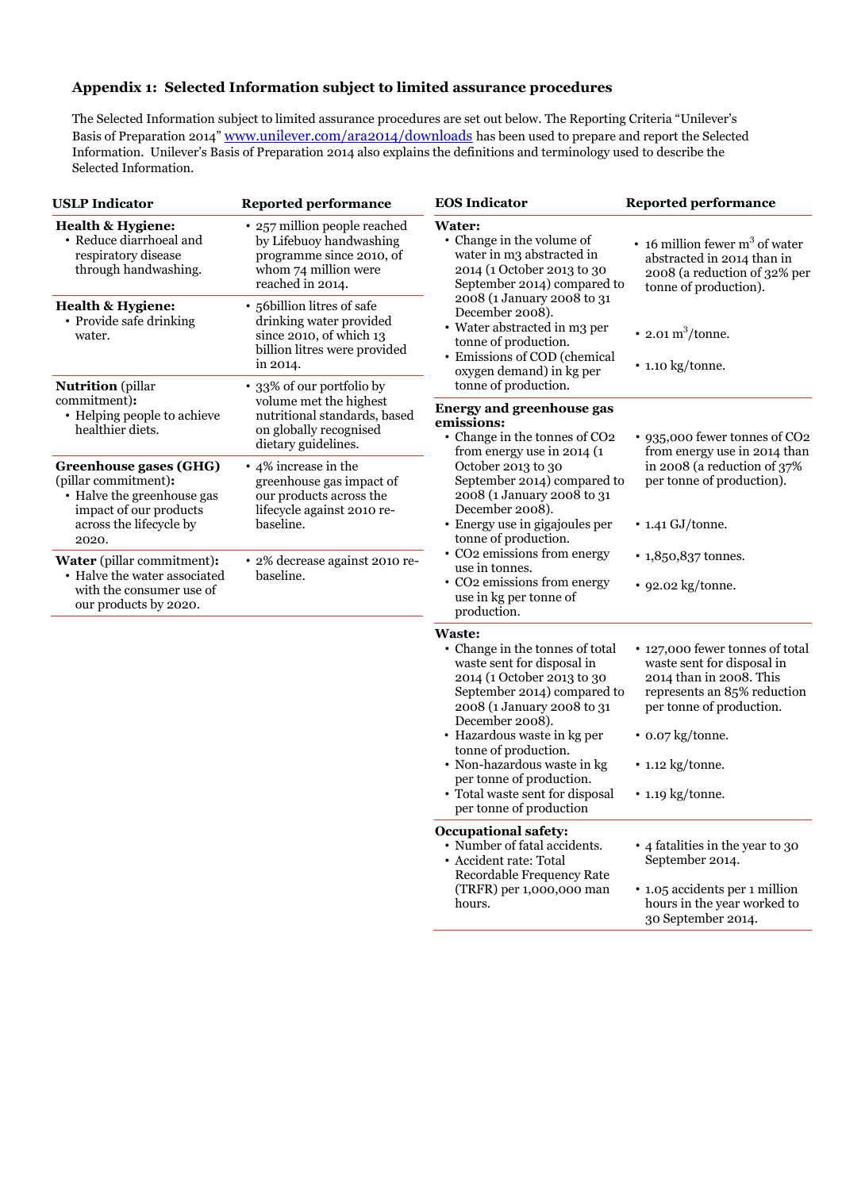## Appendix 1: Selected Information subject to limited assurance procedures

The Selected Information subject to limited assurance procedures are set out below. The Reporting Criteria "Unilever's Basis of Preparation 2014" www.unilever.com/ara2014/downloads has been used to prepare and report the Selected Information. Unilever's Basis of Preparation 2014 also explains the definitions and terminology used to describe the Selected Information.

| USLP Indicator | Reported performance |
|---|---|
| **Health & Hygiene:** • Reduce diarrhoeal and respiratory disease through handwashing. | • 257 million people reached by Lifebuoy handwashing programme since 2010, of whom 74 million were reached in 2014. |
| **Health & Hygiene:** • Provide safe drinking water. | • 56billion litres of safe drinking water provided since 2010, of which 13 billion litres were provided in 2014. |
| **Nutrition** (pillar commitment)**:** • Helping people to achieve healthier diets. | • 33% of our portfolio by volume met the highest nutritional standards, based on globally recognised dietary guidelines. |
| **Greenhouse gases (GHG)** (pillar commitment)**:** • Halve the greenhouse gas impact of our products across the lifecycle by 2020. | • 4% increase in the greenhouse gas impact of our products across the lifecycle against 2010 re-baseline. |
| **Water** (pillar commitment)**:** • Halve the water associated with the consumer use of our products by 2020. | • 2% decrease against 2010 re-baseline. |

| EOS Indicator | Reported performance |
|---|---|
| **Water:** • Change in the volume of water in m3 abstracted in 2014 (1 October 2013 to 30 September 2014) compared to 2008 (1 January 2008 to 31 December 2008). | • 16 million fewer $m^3$ of water abstracted in 2014 than in 2008 (a reduction of 32% per tonne of production). |
| • Water abstracted in m3 per tonne of production. | • 2.01 $m^3$/tonne. |
| • Emissions of COD (chemical oxygen demand) in kg per tonne of production. | • 1.10 kg/tonne. |
| **Energy and greenhouse gas emissions:** • Change in the tonnes of CO2 from energy use in 2014 (1 October 2013 to 30 September 2014) compared to 2008 (1 January 2008 to 31 December 2008). | • 935,000 fewer tonnes of CO2 from energy use in 2014 than in 2008 (a reduction of 37% per tonne of production). |
| • Energy use in gigajoules per tonne of production. | • 1.41 GJ/tonne. |
| • CO2 emissions from energy use in tonnes. | • 1,850,837 tonnes. |
| • CO2 emissions from energy use in kg per tonne of production. | • 92.02 kg/tonne. |
| **Waste:** • Change in the tonnes of total waste sent for disposal in 2014 (1 October 2013 to 30 September 2014) compared to 2008 (1 January 2008 to 31 December 2008). | • 127,000 fewer tonnes of total waste sent for disposal in 2014 than in 2008. This represents an 85% reduction per tonne of production. |
| • Hazardous waste in kg per tonne of production. | • 0.07 kg/tonne. |
| • Non-hazardous waste in kg per tonne of production. | • 1.12 kg/tonne. |
| • Total waste sent for disposal per tonne of production | • 1.19 kg/tonne. |
| **Occupational safety:** • Number of fatal accidents. | • 4 fatalities in the year to 30 September 2014. |
| • Accident rate: Total Recordable Frequency Rate (TRFR) per 1,000,000 man hours. | • 1.05 accidents per 1 million hours in the year worked to 30 September 2014. |